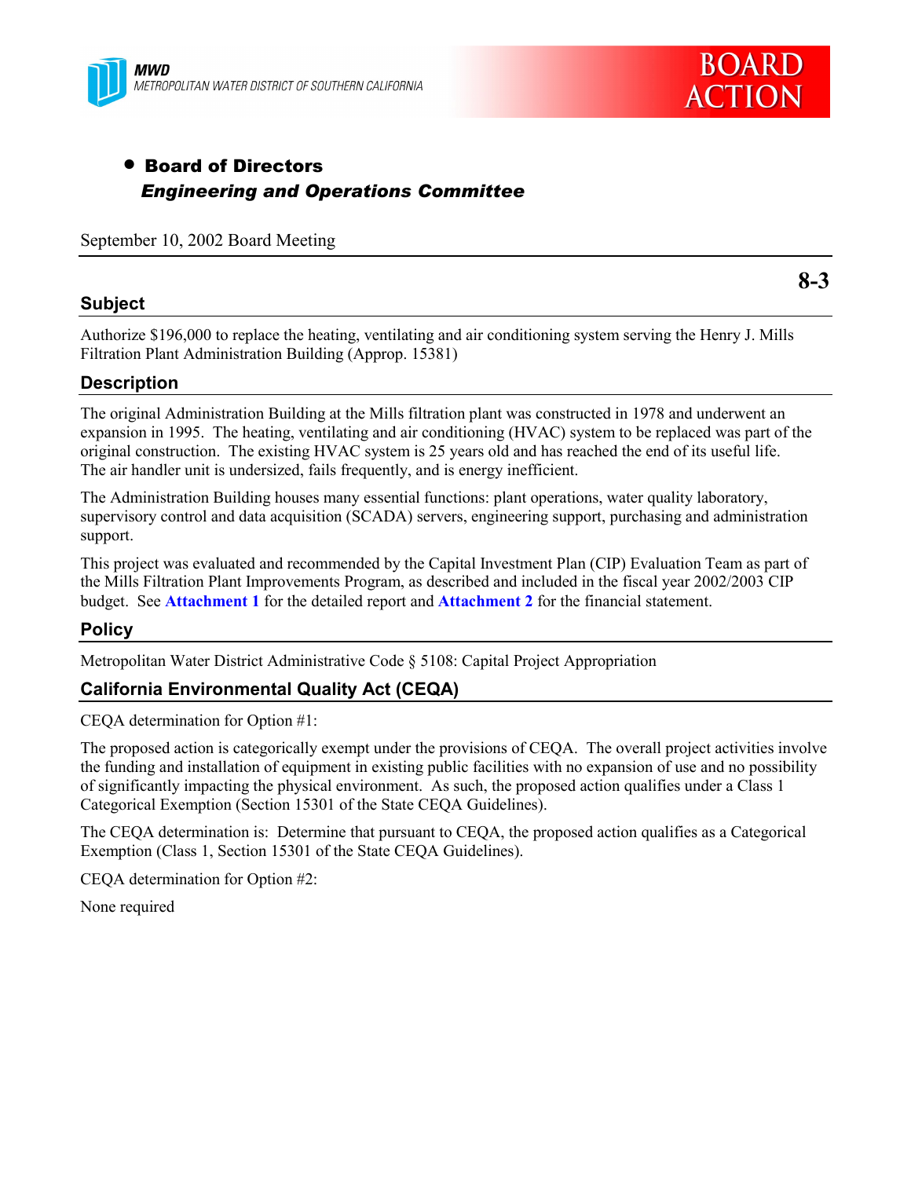MWD
METROPOLITAN WATER DISTRICT OF SOUTHERN CALIFORNIA

BOARD ACTION

- **Board of Directors**
  ***Engineering and Operations Committee***

September 10, 2002 Board Meeting

**8-3**

## Subject

Authorize $196,000 to replace the heating, ventilating and air conditioning system serving the Henry J. Mills Filtration Plant Administration Building (Approp. 15381)

## Description

The original Administration Building at the Mills filtration plant was constructed in 1978 and underwent an expansion in 1995. The heating, ventilating and air conditioning (HVAC) system to be replaced was part of the original construction. The existing HVAC system is 25 years old and has reached the end of its useful life. The air handler unit is undersized, fails frequently, and is energy inefficient.

The Administration Building houses many essential functions: plant operations, water quality laboratory, supervisory control and data acquisition (SCADA) servers, engineering support, purchasing and administration support.

This project was evaluated and recommended by the Capital Investment Plan (CIP) Evaluation Team as part of the Mills Filtration Plant Improvements Program, as described and included in the fiscal year 2002/2003 CIP budget. See **Attachment 1** for the detailed report and **Attachment 2** for the financial statement.

## Policy

Metropolitan Water District Administrative Code § 5108: Capital Project Appropriation

## California Environmental Quality Act (CEQA)

CEQA determination for Option #1:

The proposed action is categorically exempt under the provisions of CEQA. The overall project activities involve the funding and installation of equipment in existing public facilities with no expansion of use and no possibility of significantly impacting the physical environment. As such, the proposed action qualifies under a Class 1 Categorical Exemption (Section 15301 of the State CEQA Guidelines).

The CEQA determination is: Determine that pursuant to CEQA, the proposed action qualifies as a Categorical Exemption (Class 1, Section 15301 of the State CEQA Guidelines).

CEQA determination for Option #2:

None required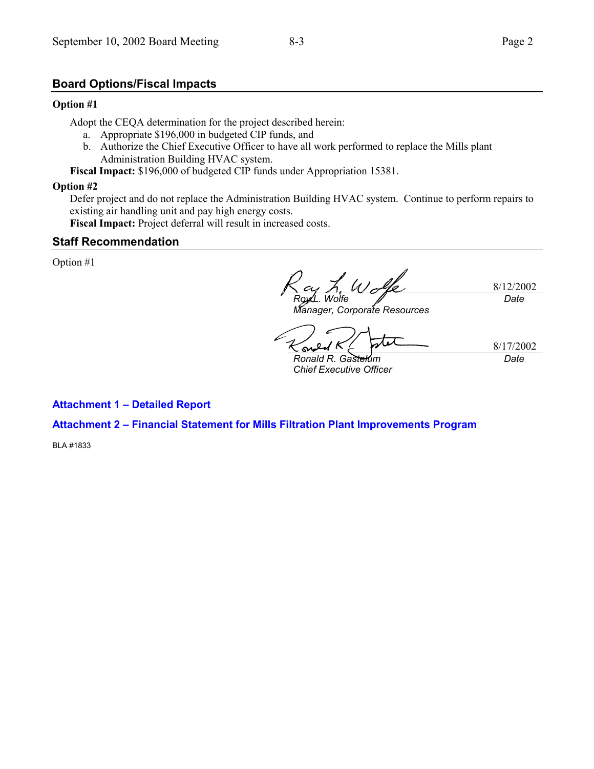## Board Options/Fiscal Impacts

**Option #1**

Adopt the CEQA determination for the project described herein:

a. Appropriate $196,000 in budgeted CIP funds, and
b. Authorize the Chief Executive Officer to have all work performed to replace the Mills plant Administration Building HVAC system.

**Fiscal Impact:** $196,000 of budgeted CIP funds under Appropriation 15381.

**Option #2**

Defer project and do not replace the Administration Building HVAC system. Continue to perform repairs to existing air handling unit and pay high energy costs.

**Fiscal Impact:** Project deferral will result in increased costs.

## Staff Recommendation

Option #1

| | |
|---|---|
| *Roy L. Wolfe*<br>*Manager, Corporate Resources* | 8/12/2002<br>*Date* |
| *Ronald R. Gastelum*<br>*Chief Executive Officer* | 8/17/2002<br>*Date* |

**Attachment 1 – Detailed Report**

**Attachment 2 – Financial Statement for Mills Filtration Plant Improvements Program**

BLA #1833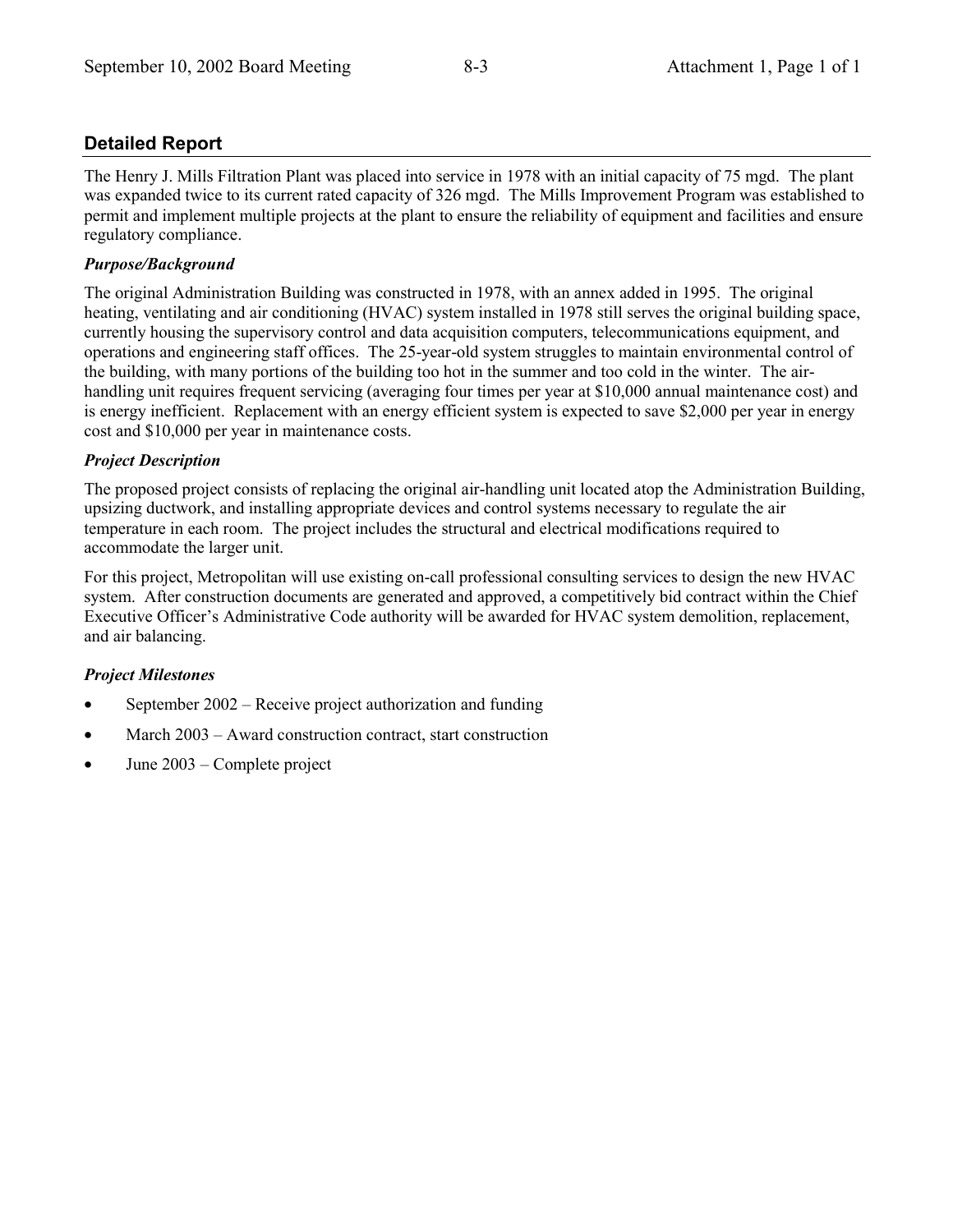## Detailed Report

The Henry J. Mills Filtration Plant was placed into service in 1978 with an initial capacity of 75 mgd. The plant was expanded twice to its current rated capacity of 326 mgd. The Mills Improvement Program was established to permit and implement multiple projects at the plant to ensure the reliability of equipment and facilities and ensure regulatory compliance.

### *Purpose/Background*

The original Administration Building was constructed in 1978, with an annex added in 1995. The original heating, ventilating and air conditioning (HVAC) system installed in 1978 still serves the original building space, currently housing the supervisory control and data acquisition computers, telecommunications equipment, and operations and engineering staff offices. The 25-year-old system struggles to maintain environmental control of the building, with many portions of the building too hot in the summer and too cold in the winter. The air-handling unit requires frequent servicing (averaging four times per year at $10,000 annual maintenance cost) and is energy inefficient. Replacement with an energy efficient system is expected to save $2,000 per year in energy cost and $10,000 per year in maintenance costs.

### *Project Description*

The proposed project consists of replacing the original air-handling unit located atop the Administration Building, upsizing ductwork, and installing appropriate devices and control systems necessary to regulate the air temperature in each room. The project includes the structural and electrical modifications required to accommodate the larger unit.

For this project, Metropolitan will use existing on-call professional consulting services to design the new HVAC system. After construction documents are generated and approved, a competitively bid contract within the Chief Executive Officer's Administrative Code authority will be awarded for HVAC system demolition, replacement, and air balancing.

### *Project Milestones*

- September 2002 – Receive project authorization and funding
- March 2003 – Award construction contract, start construction
- June 2003 – Complete project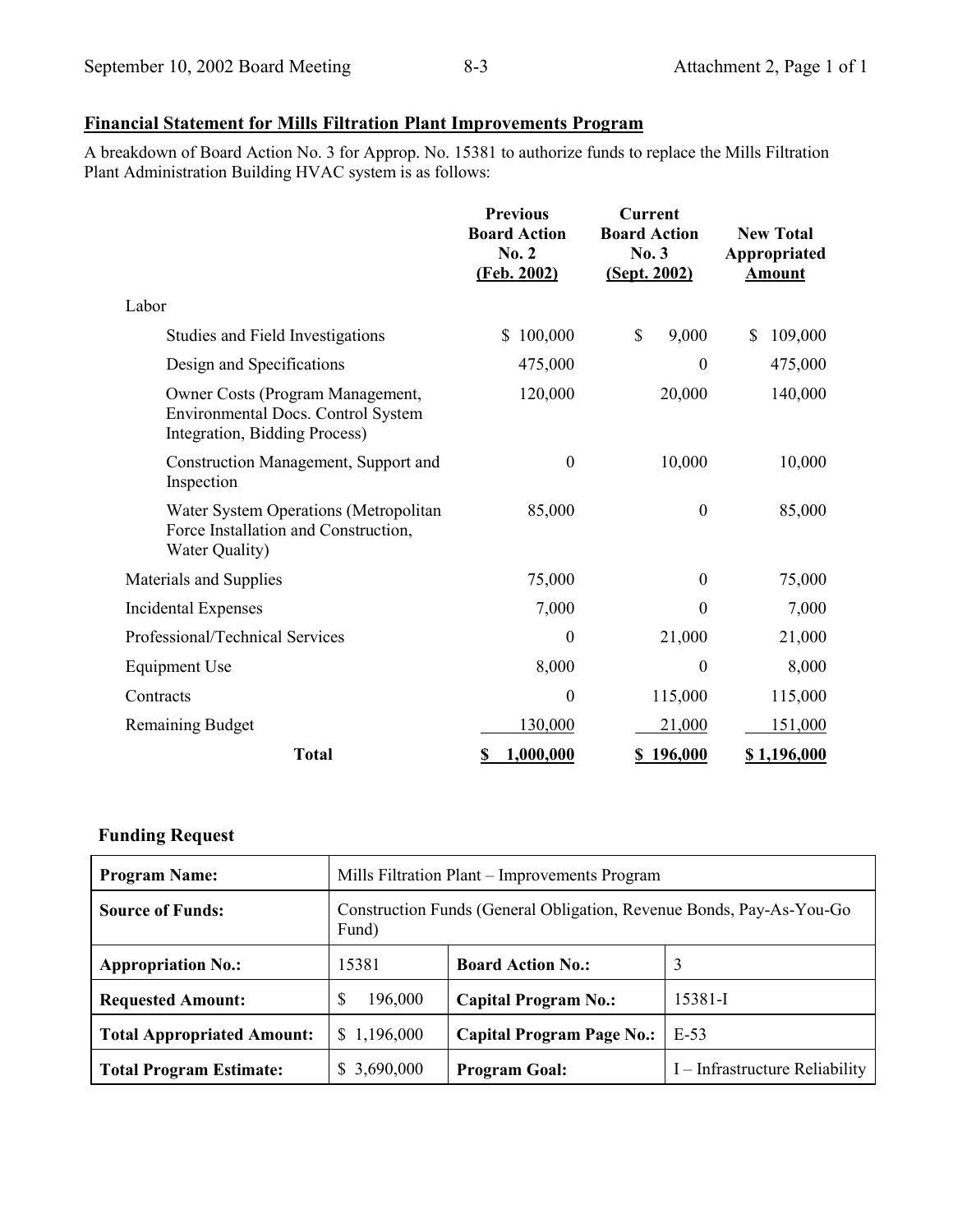## Financial Statement for Mills Filtration Plant Improvements Program

A breakdown of Board Action No. 3 for Approp. No. 15381 to authorize funds to replace the Mills Filtration Plant Administration Building HVAC system is as follows:

| | Previous Board Action No. 2 (Feb. 2002) | Current Board Action No. 3 (Sept. 2002) | New Total Appropriated Amount |
|---|---|---|---|
| Labor | | | |
| Studies and Field Investigations | $ 100,000 | $ 9,000 | $ 109,000 |
| Design and Specifications | 475,000 | 0 | 475,000 |
| Owner Costs (Program Management, Environmental Docs. Control System Integration, Bidding Process) | 120,000 | 20,000 | 140,000 |
| Construction Management, Support and Inspection | 0 | 10,000 | 10,000 |
| Water System Operations (Metropolitan Force Installation and Construction, Water Quality) | 85,000 | 0 | 85,000 |
| Materials and Supplies | 75,000 | 0 | 75,000 |
| Incidental Expenses | 7,000 | 0 | 7,000 |
| Professional/Technical Services | 0 | 21,000 | 21,000 |
| Equipment Use | 8,000 | 0 | 8,000 |
| Contracts | 0 | 115,000 | 115,000 |
| Remaining Budget | 130,000 | 21,000 | 151,000 |
| **Total** | **$ 1,000,000** | **$ 196,000** | **$ 1,196,000** |

### Funding Request

| | | | |
|---|---|---|---|
| **Program Name:** | Mills Filtration Plant – Improvements Program | | |
| **Source of Funds:** | Construction Funds (General Obligation, Revenue Bonds, Pay-As-You-Go Fund) | | |
| **Appropriation No.:** | 15381 | **Board Action No.:** | 3 |
| **Requested Amount:** | $ 196,000 | **Capital Program No.:** | 15381-I |
| **Total Appropriated Amount:** | $ 1,196,000 | **Capital Program Page No.:** | E-53 |
| **Total Program Estimate:** | $ 3,690,000 | **Program Goal:** | I – Infrastructure Reliability |